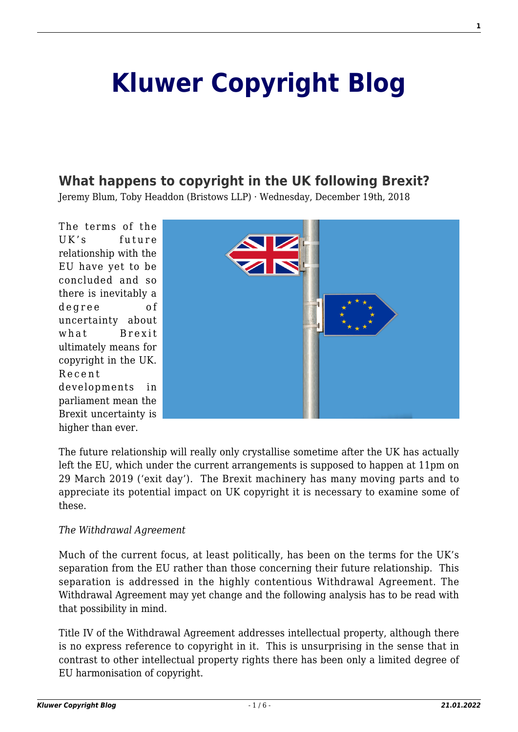# Kluwer Copyright Blog

## What happens to copyright in the UK following Brexit?

Jeremy Blum, Toby Headdon (Bristows LLP) · Wednesday, December 19th, 2018

The terms of the UK's future relationship with the EU have yet to be concluded and so there is inevitably a degree of uncertainty about what Brexit ultimately means for copyright in the UK. Recent developments in parliament mean the Brexit uncertainty is higher than ever.

The future relationship will really only crystallise sometime after the UK has actually left the EU, which under the current arrangements is supposed to happen at 11pm on 29 March 2019 ('exit day'). The Brexit machinery has many moving parts and to appreciate its potential impact on UK copyright it is necessary to examine some of these.

*The Withdrawal Agreement*

Much of the current focus, at least politically, has been on the terms for the UK's separation from the EU rather than those concerning their future relationship. This separation is addressed in the highly contentious Withdrawal Agreement. The Withdrawal Agreement may yet change and the following analysis has to be read with that possibility in mind.

Title IV of the Withdrawal Agreement addresses intellectual property, although there is no express reference to copyright in it. This is unsurprising in the sense that in contrast to other intellectual property rights there has been only a limited degree of EU harmonisation of copyright.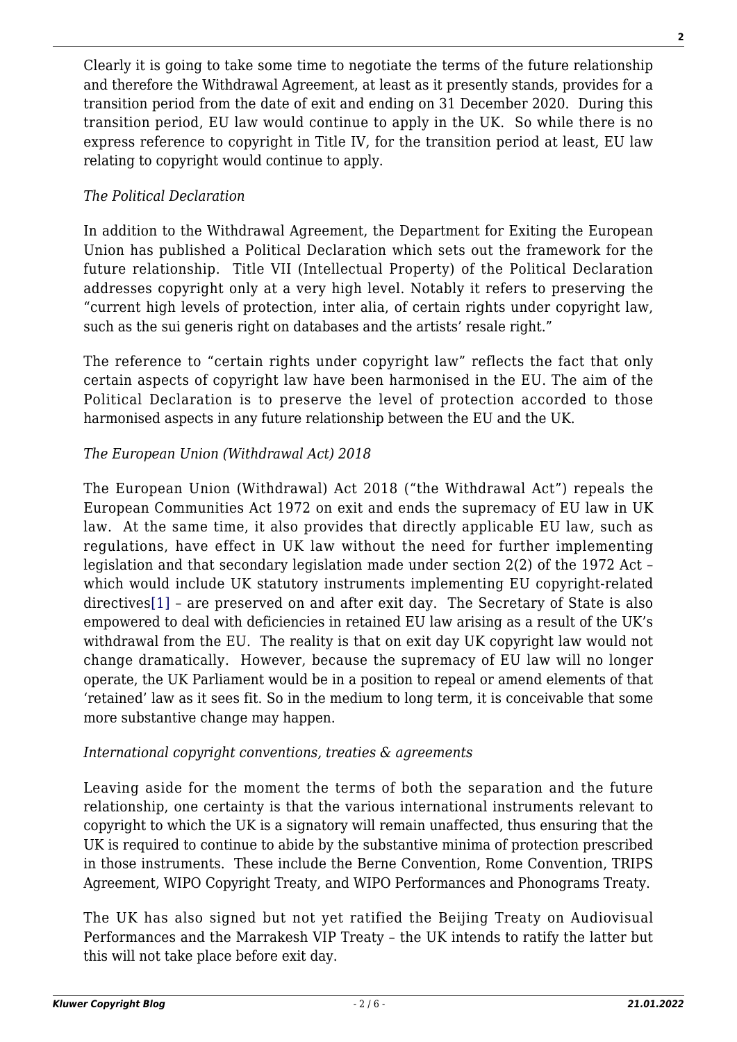Clearly it is going to take some time to negotiate the terms of the future relationship and therefore the Withdrawal Agreement, at least as it presently stands, provides for a transition period from the date of exit and ending on 31 December 2020. During this transition period, EU law would continue to apply in the UK. So while there is no express reference to copyright in Title IV, for the transition period at least, EU law relating to copyright would continue to apply.

*The Political Declaration*

In addition to the Withdrawal Agreement, the Department for Exiting the European Union has published a Political Declaration which sets out the framework for the future relationship. Title VII (Intellectual Property) of the Political Declaration addresses copyright only at a very high level. Notably it refers to preserving the "current high levels of protection, inter alia, of certain rights under copyright law, such as the sui generis right on databases and the artists' resale right."

The reference to "certain rights under copyright law" reflects the fact that only certain aspects of copyright law have been harmonised in the EU. The aim of the Political Declaration is to preserve the level of protection accorded to those harmonised aspects in any future relationship between the EU and the UK.

*The European Union (Withdrawal Act) 2018*

The European Union (Withdrawal) Act 2018 ("the Withdrawal Act") repeals the European Communities Act 1972 on exit and ends the supremacy of EU law in UK law. At the same time, it also provides that directly applicable EU law, such as regulations, have effect in UK law without the need for further implementing legislation and that secondary legislation made under section 2(2) of the 1972 Act – which would include UK statutory instruments implementing EU copyright-related directives[1] – are preserved on and after exit day. The Secretary of State is also empowered to deal with deficiencies in retained EU law arising as a result of the UK's withdrawal from the EU. The reality is that on exit day UK copyright law would not change dramatically. However, because the supremacy of EU law will no longer operate, the UK Parliament would be in a position to repeal or amend elements of that 'retained' law as it sees fit. So in the medium to long term, it is conceivable that some more substantive change may happen.

*International copyright conventions, treaties & agreements*

Leaving aside for the moment the terms of both the separation and the future relationship, one certainty is that the various international instruments relevant to copyright to which the UK is a signatory will remain unaffected, thus ensuring that the UK is required to continue to abide by the substantive minima of protection prescribed in those instruments. These include the Berne Convention, Rome Convention, TRIPS Agreement, WIPO Copyright Treaty, and WIPO Performances and Phonograms Treaty.

The UK has also signed but not yet ratified the Beijing Treaty on Audiovisual Performances and the Marrakesh VIP Treaty – the UK intends to ratify the latter but this will not take place before exit day.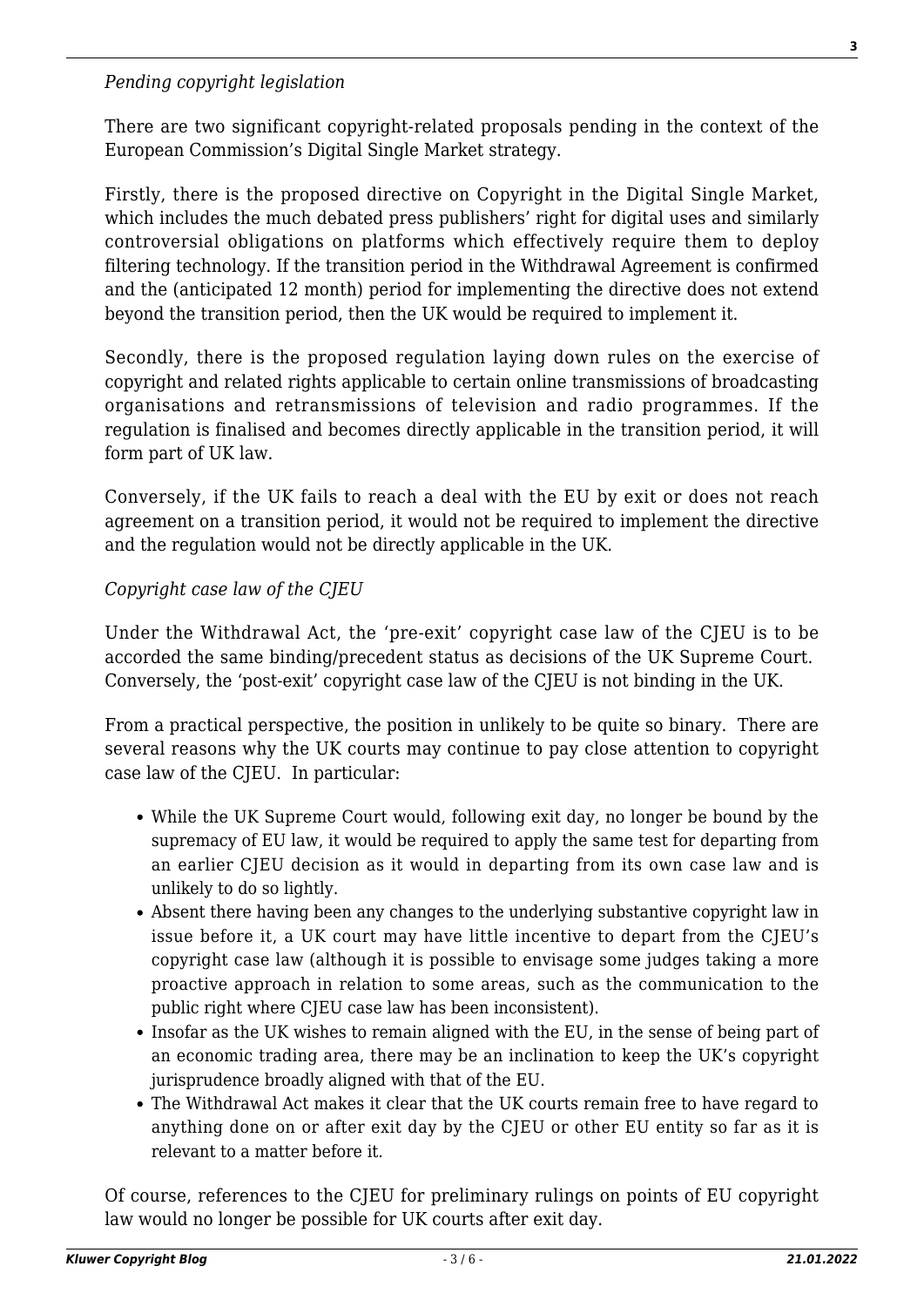*Pending copyright legislation*

There are two significant copyright-related proposals pending in the context of the European Commission's Digital Single Market strategy.

Firstly, there is the proposed directive on Copyright in the Digital Single Market, which includes the much debated press publishers' right for digital uses and similarly controversial obligations on platforms which effectively require them to deploy filtering technology. If the transition period in the Withdrawal Agreement is confirmed and the (anticipated 12 month) period for implementing the directive does not extend beyond the transition period, then the UK would be required to implement it.

Secondly, there is the proposed regulation laying down rules on the exercise of copyright and related rights applicable to certain online transmissions of broadcasting organisations and retransmissions of television and radio programmes. If the regulation is finalised and becomes directly applicable in the transition period, it will form part of UK law.

Conversely, if the UK fails to reach a deal with the EU by exit or does not reach agreement on a transition period, it would not be required to implement the directive and the regulation would not be directly applicable in the UK.

*Copyright case law of the CJEU*

Under the Withdrawal Act, the 'pre-exit' copyright case law of the CJEU is to be accorded the same binding/precedent status as decisions of the UK Supreme Court. Conversely, the 'post-exit' copyright case law of the CJEU is not binding in the UK.

From a practical perspective, the position in unlikely to be quite so binary. There are several reasons why the UK courts may continue to pay close attention to copyright case law of the CJEU. In particular:

- While the UK Supreme Court would, following exit day, no longer be bound by the supremacy of EU law, it would be required to apply the same test for departing from an earlier CJEU decision as it would in departing from its own case law and is unlikely to do so lightly.
- Absent there having been any changes to the underlying substantive copyright law in issue before it, a UK court may have little incentive to depart from the CJEU's copyright case law (although it is possible to envisage some judges taking a more proactive approach in relation to some areas, such as the communication to the public right where CJEU case law has been inconsistent).
- Insofar as the UK wishes to remain aligned with the EU, in the sense of being part of an economic trading area, there may be an inclination to keep the UK's copyright jurisprudence broadly aligned with that of the EU.
- The Withdrawal Act makes it clear that the UK courts remain free to have regard to anything done on or after exit day by the CJEU or other EU entity so far as it is relevant to a matter before it.

Of course, references to the CJEU for preliminary rulings on points of EU copyright law would no longer be possible for UK courts after exit day.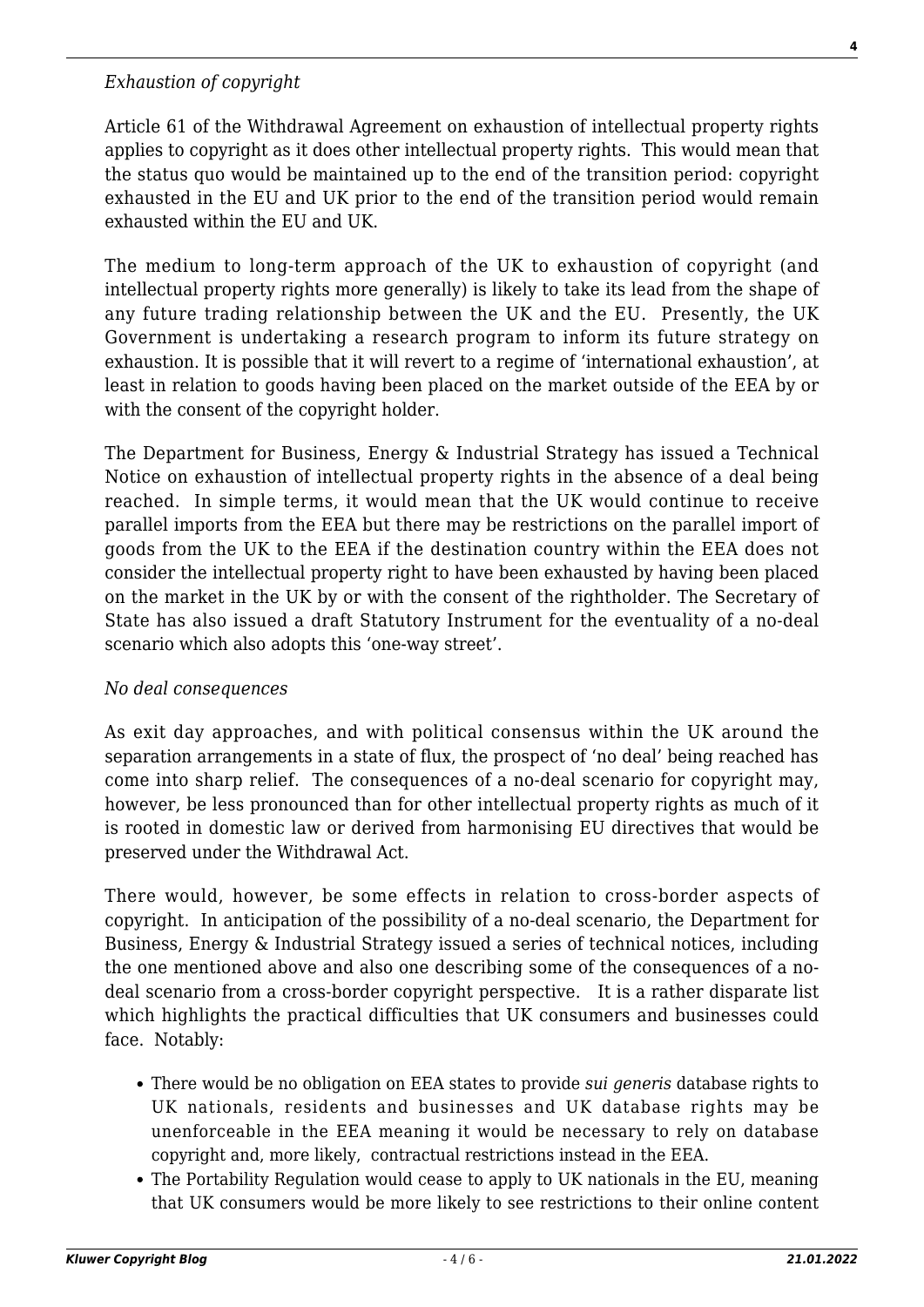*Exhaustion of copyright*

Article 61 of the Withdrawal Agreement on exhaustion of intellectual property rights applies to copyright as it does other intellectual property rights. This would mean that the status quo would be maintained up to the end of the transition period: copyright exhausted in the EU and UK prior to the end of the transition period would remain exhausted within the EU and UK.

The medium to long-term approach of the UK to exhaustion of copyright (and intellectual property rights more generally) is likely to take its lead from the shape of any future trading relationship between the UK and the EU. Presently, the UK Government is undertaking a research program to inform its future strategy on exhaustion. It is possible that it will revert to a regime of 'international exhaustion', at least in relation to goods having been placed on the market outside of the EEA by or with the consent of the copyright holder.

The Department for Business, Energy & Industrial Strategy has issued a Technical Notice on exhaustion of intellectual property rights in the absence of a deal being reached. In simple terms, it would mean that the UK would continue to receive parallel imports from the EEA but there may be restrictions on the parallel import of goods from the UK to the EEA if the destination country within the EEA does not consider the intellectual property right to have been exhausted by having been placed on the market in the UK by or with the consent of the rightholder. The Secretary of State has also issued a draft Statutory Instrument for the eventuality of a no-deal scenario which also adopts this 'one-way street'.

*No deal consequences*

As exit day approaches, and with political consensus within the UK around the separation arrangements in a state of flux, the prospect of 'no deal' being reached has come into sharp relief. The consequences of a no-deal scenario for copyright may, however, be less pronounced than for other intellectual property rights as much of it is rooted in domestic law or derived from harmonising EU directives that would be preserved under the Withdrawal Act.

There would, however, be some effects in relation to cross-border aspects of copyright. In anticipation of the possibility of a no-deal scenario, the Department for Business, Energy & Industrial Strategy issued a series of technical notices, including the one mentioned above and also one describing some of the consequences of a no-deal scenario from a cross-border copyright perspective. It is a rather disparate list which highlights the practical difficulties that UK consumers and businesses could face. Notably:

- There would be no obligation on EEA states to provide *sui generis* database rights to UK nationals, residents and businesses and UK database rights may be unenforceable in the EEA meaning it would be necessary to rely on database copyright and, more likely, contractual restrictions instead in the EEA.
- The Portability Regulation would cease to apply to UK nationals in the EU, meaning that UK consumers would be more likely to see restrictions to their online content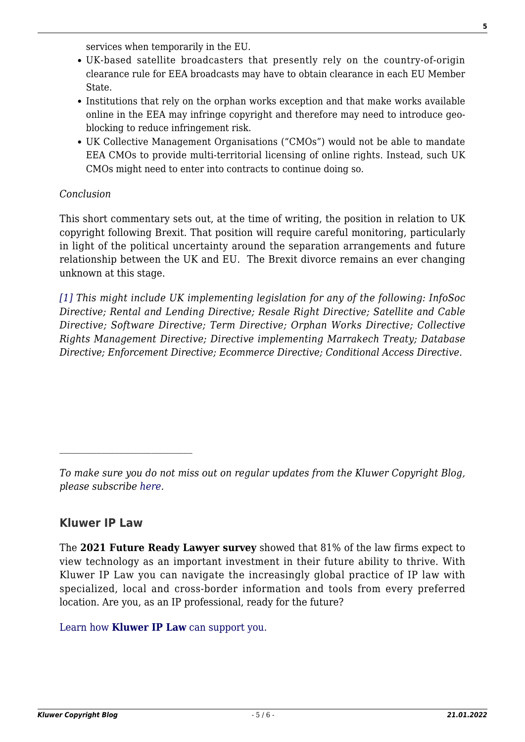services when temporarily in the EU.

- UK-based satellite broadcasters that presently rely on the country-of-origin clearance rule for EEA broadcasts may have to obtain clearance in each EU Member State.
- Institutions that rely on the orphan works exception and that make works available online in the EEA may infringe copyright and therefore may need to introduce geo-blocking to reduce infringement risk.
- UK Collective Management Organisations ("CMOs") would not be able to mandate EEA CMOs to provide multi-territorial licensing of online rights. Instead, such UK CMOs might need to enter into contracts to continue doing so.

*Conclusion*

This short commentary sets out, at the time of writing, the position in relation to UK copyright following Brexit. That position will require careful monitoring, particularly in light of the political uncertainty around the separation arrangements and future relationship between the UK and EU. The Brexit divorce remains an ever changing unknown at this stage.

*[1] This might include UK implementing legislation for any of the following: InfoSoc Directive; Rental and Lending Directive; Resale Right Directive; Satellite and Cable Directive; Software Directive; Term Directive; Orphan Works Directive; Collective Rights Management Directive; Directive implementing Marrakech Treaty; Database Directive; Enforcement Directive; Ecommerce Directive; Conditional Access Directive.*

---

*To make sure you do not miss out on regular updates from the Kluwer Copyright Blog, please subscribe here.*

### Kluwer IP Law

The **2021 Future Ready Lawyer survey** showed that 81% of the law firms expect to view technology as an important investment in their future ability to thrive. With Kluwer IP Law you can navigate the increasingly global practice of IP law with specialized, local and cross-border information and tools from every preferred location. Are you, as an IP professional, ready for the future?

Learn how **Kluwer IP Law** can support you.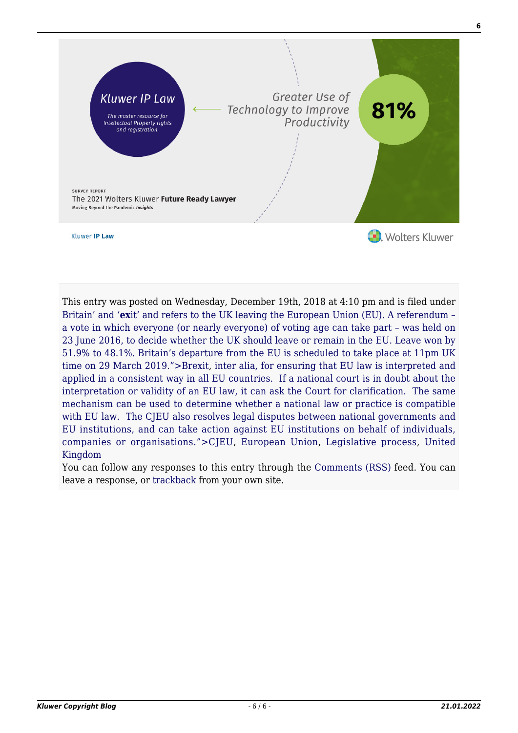Kluwer IP Law

The master resource for Intellectual Property rights and registration.

Greater Use of Technology to Improve Productivity

81%

SURVEY REPORT

The 2021 Wolters Kluwer **Future Ready Lawyer**

Moving Beyond the Pandemic *Insights*

Kluwer **IP Law**

Wolters Kluwer

This entry was posted on Wednesday, December 19th, 2018 at 4:10 pm and is filed under Britain' and '**ex**it' and refers to the UK leaving the European Union (EU). A referendum – a vote in which everyone (or nearly everyone) of voting age can take part – was held on 23 June 2016, to decide whether the UK should leave or remain in the EU. Leave won by 51.9% to 48.1%. Britain's departure from the EU is scheduled to take place at 11pm UK time on 29 March 2019.">Brexit, inter alia, for ensuring that EU law is interpreted and applied in a consistent way in all EU countries. If a national court is in doubt about the interpretation or validity of an EU law, it can ask the Court for clarification. The same mechanism can be used to determine whether a national law or practice is compatible with EU law. The CJEU also resolves legal disputes between national governments and EU institutions, and can take action against EU institutions on behalf of individuals, companies or organisations.">CJEU, European Union, Legislative process, United Kingdom

You can follow any responses to this entry through the Comments (RSS) feed. You can leave a response, or trackback from your own site.